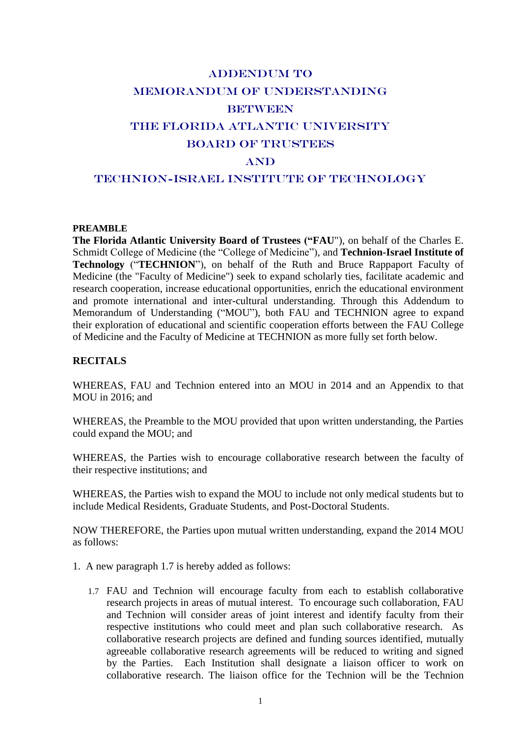# ADDENDUM TO MEMORANDUM OF UNDERSTANDING BETWEEN THE FLORIDA ATLANTIC UNIVERSITY BOARD OF TRUSTEES AND TECHNION-ISRAEL INSTITUTE OF TECHNOLOGY

**PREAMBLE**

**The Florida Atlantic University Board of Trustees ("FAU**"), on behalf of the Charles E. Schmidt College of Medicine (the "College of Medicine"), and **Technion-Israel Institute of Technology** ("**TECHNION**"), on behalf of the Ruth and Bruce Rappaport Faculty of Medicine (the "Faculty of Medicine") seek to expand scholarly ties, facilitate academic and research cooperation, increase educational opportunities, enrich the educational environment and promote international and inter-cultural understanding. Through this Addendum to Memorandum of Understanding ("MOU"), both FAU and TECHNION agree to expand their exploration of educational and scientific cooperation efforts between the FAU College of Medicine and the Faculty of Medicine at TECHNION as more fully set forth below.

**RECITALS**

WHEREAS, FAU and Technion entered into an MOU in 2014 and an Appendix to that MOU in 2016; and

WHEREAS, the Preamble to the MOU provided that upon written understanding, the Parties could expand the MOU; and

WHEREAS, the Parties wish to encourage collaborative research between the faculty of their respective institutions; and

WHEREAS, the Parties wish to expand the MOU to include not only medical students but to include Medical Residents, Graduate Students, and Post-Doctoral Students.

NOW THEREFORE, the Parties upon mutual written understanding, expand the 2014 MOU as follows:

1. A new paragraph 1.7 is hereby added as follows:

   1.7 FAU and Technion will encourage faculty from each to establish collaborative research projects in areas of mutual interest. To encourage such collaboration, FAU and Technion will consider areas of joint interest and identify faculty from their respective institutions who could meet and plan such collaborative research. As collaborative research projects are defined and funding sources identified, mutually agreeable collaborative research agreements will be reduced to writing and signed by the Parties. Each Institution shall designate a liaison officer to work on collaborative research. The liaison office for the Technion will be the Technion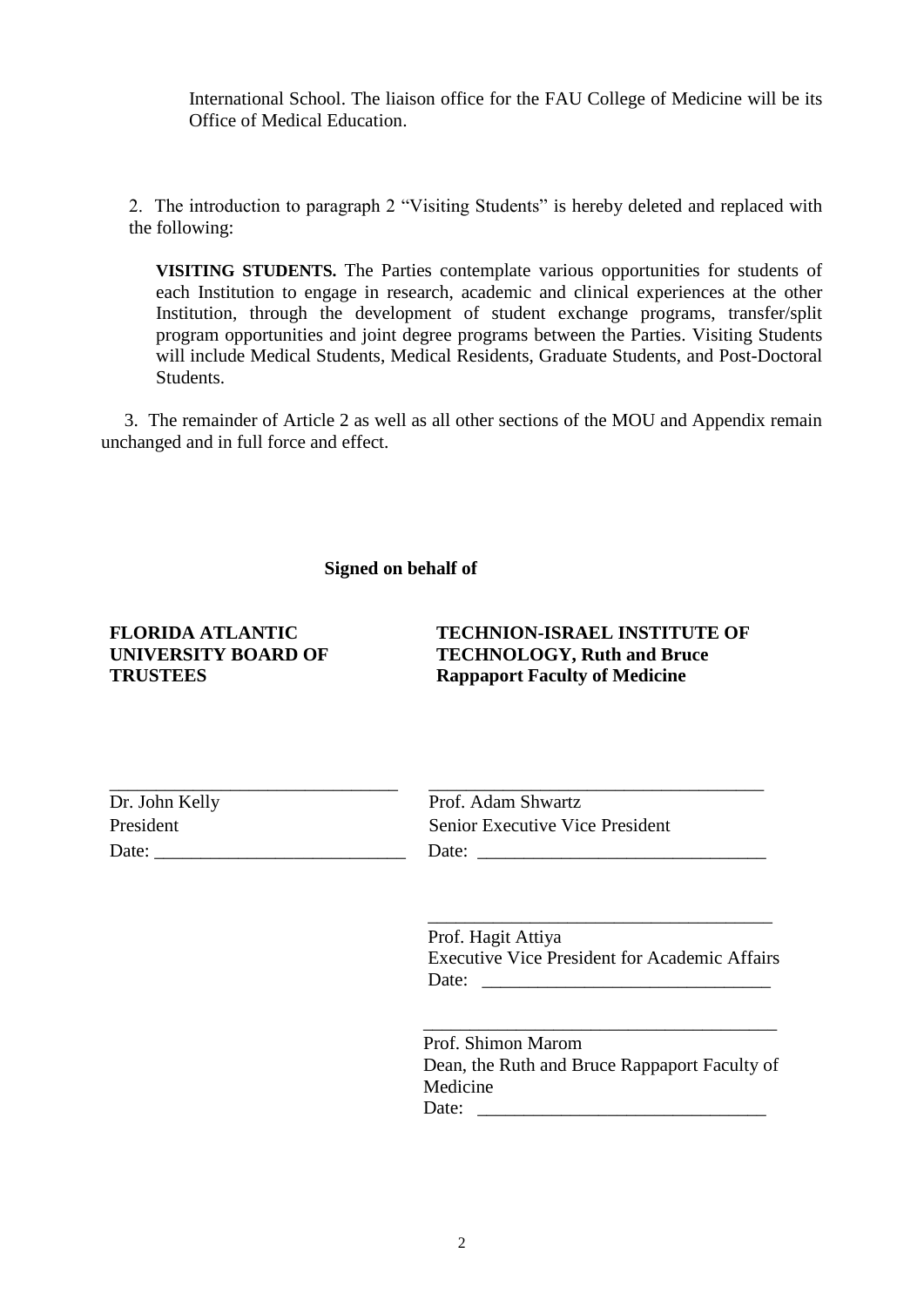International School. The liaison office for the FAU College of Medicine will be its Office of Medical Education.

2. The introduction to paragraph 2 "Visiting Students" is hereby deleted and replaced with the following:

> **VISITING STUDENTS.** The Parties contemplate various opportunities for students of each Institution to engage in research, academic and clinical experiences at the other Institution, through the development of student exchange programs, transfer/split program opportunities and joint degree programs between the Parties. Visiting Students will include Medical Students, Medical Residents, Graduate Students, and Post-Doctoral Students.

3. The remainder of Article 2 as well as all other sections of the MOU and Appendix remain unchanged and in full force and effect.

**Signed on behalf of**

**FLORIDA ATLANTIC UNIVERSITY BOARD OF TRUSTEES**

\_\_\_\_\_\_\_\_\_\_\_\_\_\_\_\_\_\_\_\_\_\_\_\_\_\_\_\_\_\_
Dr. John Kelly
President
Date: \_\_\_\_\_\_\_\_\_\_\_\_\_\_\_\_\_\_\_\_\_\_\_\_\_\_\_

**TECHNION-ISRAEL INSTITUTE OF TECHNOLOGY, Ruth and Bruce Rappaport Faculty of Medicine**

\_\_\_\_\_\_\_\_\_\_\_\_\_\_\_\_\_\_\_\_\_\_\_\_\_\_\_\_\_\_
Prof. Adam Shwartz
Senior Executive Vice President
Date: \_\_\_\_\_\_\_\_\_\_\_\_\_\_\_\_\_\_\_\_\_\_\_\_\_\_\_

\_\_\_\_\_\_\_\_\_\_\_\_\_\_\_\_\_\_\_\_\_\_\_\_\_\_\_\_\_\_
Prof. Hagit Attiya
Executive Vice President for Academic Affairs
Date: \_\_\_\_\_\_\_\_\_\_\_\_\_\_\_\_\_\_\_\_\_\_\_\_\_\_\_

\_\_\_\_\_\_\_\_\_\_\_\_\_\_\_\_\_\_\_\_\_\_\_\_\_\_\_\_\_\_
Prof. Shimon Marom
Dean, the Ruth and Bruce Rappaport Faculty of Medicine
Date: \_\_\_\_\_\_\_\_\_\_\_\_\_\_\_\_\_\_\_\_\_\_\_\_\_\_\_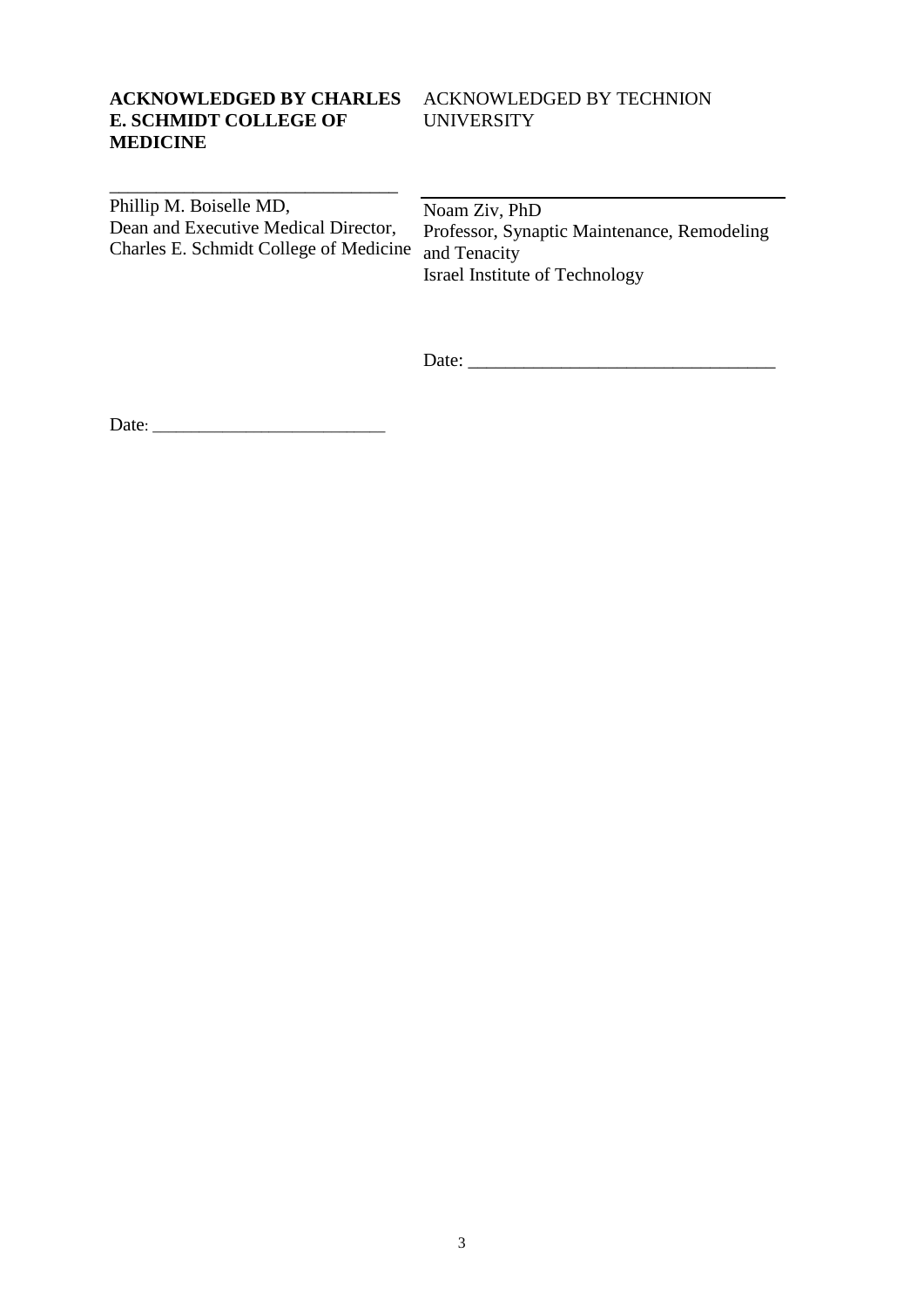**ACKNOWLEDGED BY CHARLES E. SCHMIDT COLLEGE OF MEDICINE**

_______________________________

Phillip M. Boiselle MD,
Dean and Executive Medical Director,
Charles E. Schmidt College of Medicine

Date: __________________________

ACKNOWLEDGED BY TECHNION UNIVERSITY

_______________________________

Noam Ziv, PhD
Professor, Synaptic Maintenance, Remodeling and Tenacity
Israel Institute of Technology

Date: _________________________________